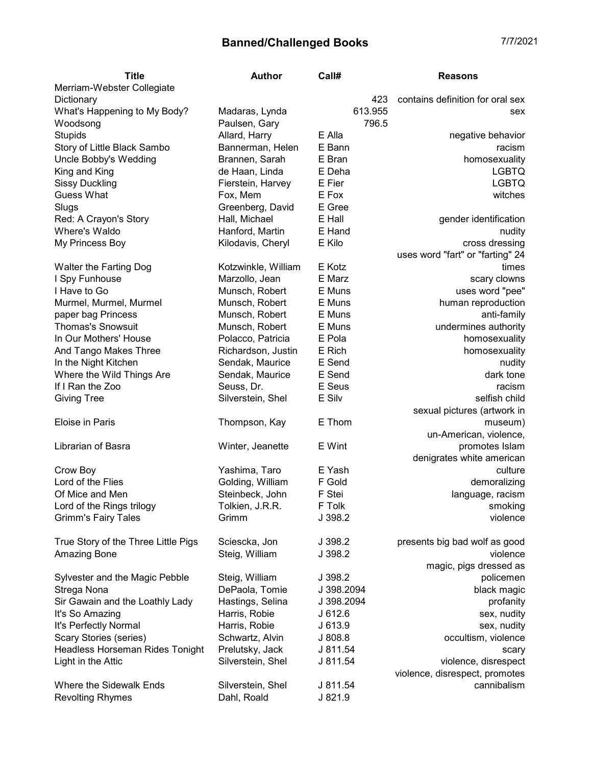# Banned/Challenged Books

7/7/2021

| Title | Author | Call# | Reasons |
|---|---|---|---|
| Merriam-Webster Collegiate Dictionary | | 423 | contains definition for oral sex |
| What's Happening to My Body? | Madaras, Lynda | 613.955 | sex |
| Woodsong | Paulsen, Gary | 796.5 | |
| Stupids | Allard, Harry | E Alla | negative behavior |
| Story of Little Black Sambo | Bannerman, Helen | E Bann | racism |
| Uncle Bobby's Wedding | Brannen, Sarah | E Bran | homosexuality |
| King and King | de Haan, Linda | E Deha | LGBTQ |
| Sissy Duckling | Fierstein, Harvey | E Fier | LGBTQ |
| Guess What | Fox, Mem | E Fox | witches |
| Slugs | Greenberg, David | E Gree | |
| Red: A Crayon's Story | Hall, Michael | E Hall | gender identification |
| Where's Waldo | Hanford, Martin | E Hand | nudity |
| My Princess Boy | Kilodavis, Cheryl | E Kilo | cross dressing |
| Walter the Farting Dog | Kotzwinkle, William | E Kotz | uses word "fart" or "farting" 24 times |
| I Spy Funhouse | Marzollo, Jean | E Marz | scary clowns |
| I Have to Go | Munsch, Robert | E Muns | uses word "pee" |
| Murmel, Murmel, Murmel | Munsch, Robert | E Muns | human reproduction |
| paper bag Princess | Munsch, Robert | E Muns | anti-family |
| Thomas's Snowsuit | Munsch, Robert | E Muns | undermines authority |
| In Our Mothers' House | Polacco, Patricia | E Pola | homosexuality |
| And Tango Makes Three | Richardson, Justin | E Rich | homosexuality |
| In the Night Kitchen | Sendak, Maurice | E Send | nudity |
| Where the Wild Things Are | Sendak, Maurice | E Send | dark tone |
| If I Ran the Zoo | Seuss, Dr. | E Seus | racism |
| Giving Tree | Silverstein, Shel | E Silv | selfish child |
| Eloise in Paris | Thompson, Kay | E Thom | sexual pictures (artwork in museum) |
| Librarian of Basra | Winter, Jeanette | E Wint | un-American, violence, promotes Islam |
| Crow Boy | Yashima, Taro | E Yash | denigrates white american culture |
| Lord of the Flies | Golding, William | F Gold | demoralizing |
| Of Mice and Men | Steinbeck, John | F Stei | language, racism |
| Lord of the Rings trilogy | Tolkien, J.R.R. | F Tolk | smoking |
| Grimm's Fairy Tales | Grimm | J 398.2 | violence |
| True Story of the Three Little Pigs | Sciescka, Jon | J 398.2 | presents big bad wolf as good |
| Amazing Bone | Steig, William | J 398.2 | violence |
| Sylvester and the Magic Pebble | Steig, William | J 398.2 | magic, pigs dressed as policemen |
| Strega Nona | DePaola, Tomie | J 398.2094 | black magic |
| Sir Gawain and the Loathly Lady | Hastings, Selina | J 398.2094 | profanity |
| It's So Amazing | Harris, Robie | J 612.6 | sex, nudity |
| It's Perfectly Normal | Harris, Robie | J 613.9 | sex, nudity |
| Scary Stories (series) | Schwartz, Alvin | J 808.8 | occultism, violence |
| Headless Horseman Rides Tonight | Prelutsky, Jack | J 811.54 | scary |
| Light in the Attic | Silverstein, Shel | J 811.54 | violence, disrespect |
| Where the Sidewalk Ends | Silverstein, Shel | J 811.54 | violence, disrespect, promotes cannibalism |
| Revolting Rhymes | Dahl, Roald | J 821.9 | |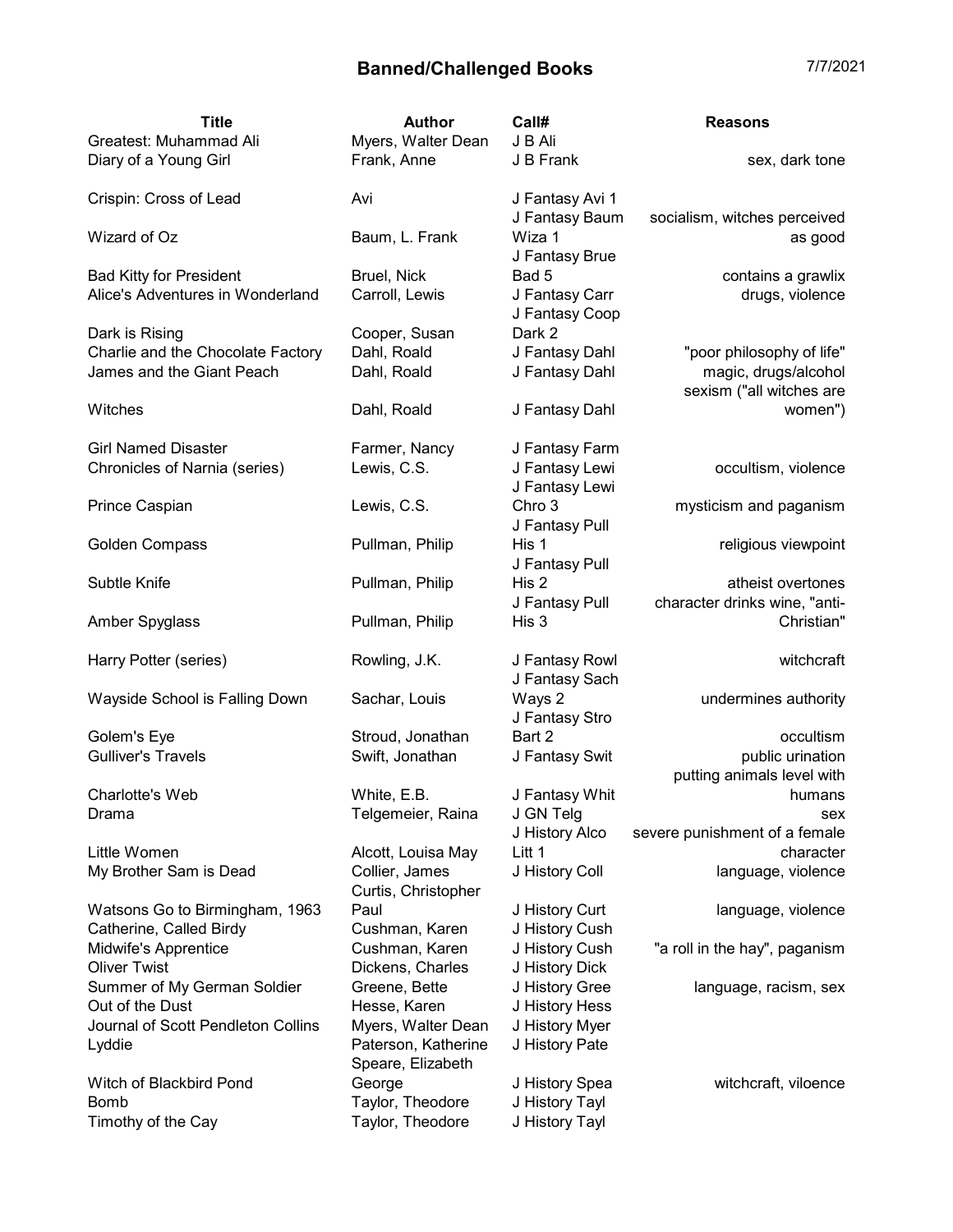# Banned/Challenged Books

7/7/2021

| Title | Author | Call# | Reasons |
|---|---|---|---|
| Greatest: Muhammad Ali | Myers, Walter Dean | J B Ali | |
| Diary of a Young Girl | Frank, Anne | J B Frank | sex, dark tone |
| Crispin: Cross of Lead | Avi | J Fantasy Avi 1 | |
| Wizard of Oz | Baum, L. Frank | J Fantasy Baum Wiza 1 | socialism, witches perceived as good |
| Bad Kitty for President | Bruel, Nick | J Fantasy Brue Bad 5 | contains a grawlix |
| Alice's Adventures in Wonderland | Carroll, Lewis | J Fantasy Carr | drugs, violence |
| Dark is Rising | Cooper, Susan | J Fantasy Coop Dark 2 | |
| Charlie and the Chocolate Factory | Dahl, Roald | J Fantasy Dahl | "poor philosophy of life" |
| James and the Giant Peach | Dahl, Roald | J Fantasy Dahl | magic, drugs/alcohol |
| Witches | Dahl, Roald | J Fantasy Dahl | sexism ("all witches are women") |
| Girl Named Disaster | Farmer, Nancy | J Fantasy Farm | |
| Chronicles of Narnia (series) | Lewis, C.S. | J Fantasy Lewi | occultism, violence |
| Prince Caspian | Lewis, C.S. | J Fantasy Lewi Chro 3 | mysticism and paganism |
| Golden Compass | Pullman, Philip | J Fantasy Pull His 1 | religious viewpoint |
| Subtle Knife | Pullman, Philip | J Fantasy Pull His 2 | atheist overtones |
| Amber Spyglass | Pullman, Philip | J Fantasy Pull His 3 | character drinks wine, "anti-Christian" |
| Harry Potter (series) | Rowling, J.K. | J Fantasy Rowl | witchcraft |
| Wayside School is Falling Down | Sachar, Louis | J Fantasy Sach Ways 2 | undermines authority |
| Golem's Eye | Stroud, Jonathan | J Fantasy Stro Bart 2 | occultism |
| Gulliver's Travels | Swift, Jonathan | J Fantasy Swit | public urination |
| Charlotte's Web | White, E.B. | J Fantasy Whit | putting animals level with humans |
| Drama | Telgemeier, Raina | J GN Telg | sex |
| Little Women | Alcott, Louisa May | J History Alco Litt 1 | severe punishment of a female character |
| My Brother Sam is Dead | Collier, James | J History Coll | language, violence |
| Watsons Go to Birmingham, 1963 | Curtis, Christopher Paul | J History Curt | language, violence |
| Catherine, Called Birdy | Cushman, Karen | J History Cush | |
| Midwife's Apprentice | Cushman, Karen | J History Cush | "a roll in the hay", paganism |
| Oliver Twist | Dickens, Charles | J History Dick | |
| Summer of My German Soldier | Greene, Bette | J History Gree | language, racism, sex |
| Out of the Dust | Hesse, Karen | J History Hess | |
| Journal of Scott Pendleton Collins | Myers, Walter Dean | J History Myer | |
| Lyddie | Paterson, Katherine | J History Pate | |
| Witch of Blackbird Pond | Speare, Elizabeth George | J History Spea | witchcraft, viloence |
| Bomb | Taylor, Theodore | J History Tayl | |
| Timothy of the Cay | Taylor, Theodore | J History Tayl | |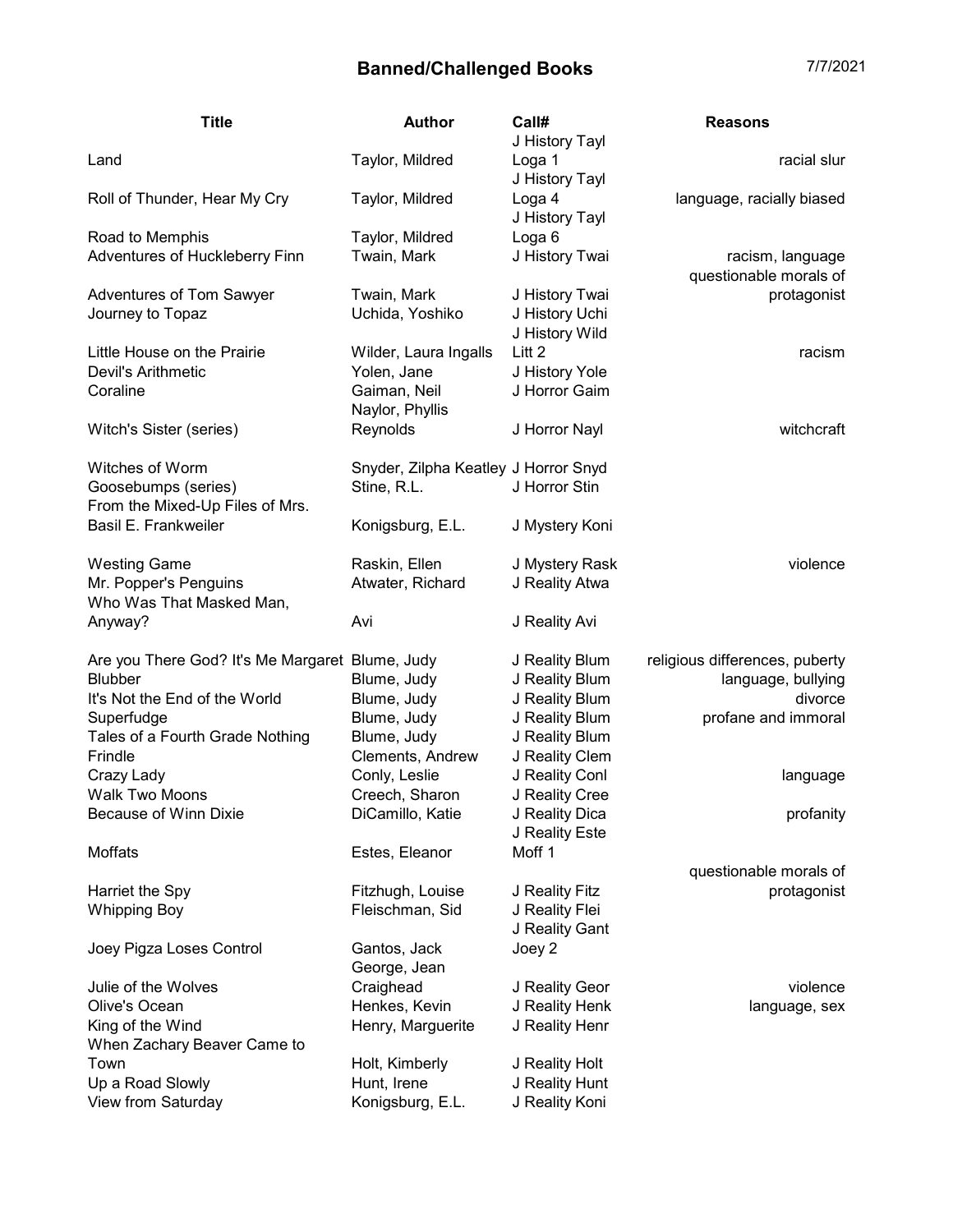## Banned/Challenged Books

7/7/2021

| Title | Author | Call# | Reasons |
|---|---|---|---|
| Land | Taylor, Mildred | J History Tayl Loga 1 | racial slur |
| Roll of Thunder, Hear My Cry | Taylor, Mildred | J History Tayl Loga 4 | language, racially biased |
| Road to Memphis | Taylor, Mildred | J History Tayl Loga 6 | |
| Adventures of Huckleberry Finn | Twain, Mark | J History Twai | racism, language |
| Adventures of Tom Sawyer | Twain, Mark | J History Twai | questionable morals of protagonist |
| Journey to Topaz | Uchida, Yoshiko | J History Uchi | |
| Little House on the Prairie | Wilder, Laura Ingalls | J History Wild Litt 2 | racism |
| Devil's Arithmetic | Yolen, Jane | J History Yole | |
| Coraline | Gaiman, Neil | J Horror Gaim | |
| Witch's Sister (series) | Naylor, Phyllis Reynolds | J Horror Nayl | witchcraft |
| Witches of Worm | Snyder, Zilpha Keatley | J Horror Snyd | |
| Goosebumps (series) | Stine, R.L. | J Horror Stin | |
| From the Mixed-Up Files of Mrs. Basil E. Frankweiler | Konigsburg, E.L. | J Mystery Koni | |
| Westing Game | Raskin, Ellen | J Mystery Rask | violence |
| Mr. Popper's Penguins | Atwater, Richard | J Reality Atwa | |
| Who Was That Masked Man, Anyway? | Avi | J Reality Avi | |
| Are you There God? It's Me Margaret | Blume, Judy | J Reality Blum | religious differences, puberty |
| Blubber | Blume, Judy | J Reality Blum | language, bullying |
| It's Not the End of the World | Blume, Judy | J Reality Blum | divorce |
| Superfudge | Blume, Judy | J Reality Blum | profane and immoral |
| Tales of a Fourth Grade Nothing | Blume, Judy | J Reality Blum | |
| Frindle | Clements, Andrew | J Reality Clem | |
| Crazy Lady | Conly, Leslie | J Reality Conl | language |
| Walk Two Moons | Creech, Sharon | J Reality Cree | |
| Because of Winn Dixie | DiCamillo, Katie | J Reality Dica | profanity |
| Moffats | Estes, Eleanor | J Reality Este Moff 1 | |
| Harriet the Spy | Fitzhugh, Louise | J Reality Fitz | questionable morals of protagonist |
| Whipping Boy | Fleischman, Sid | J Reality Flei | |
| Joey Pigza Loses Control | Gantos, Jack | J Reality Gant Joey 2 | |
| Julie of the Wolves | George, Jean Craighead | J Reality Geor | violence |
| Olive's Ocean | Henkes, Kevin | J Reality Henk | language, sex |
| King of the Wind | Henry, Marguerite | J Reality Henr | |
| When Zachary Beaver Came to Town | Holt, Kimberly | J Reality Holt | |
| Up a Road Slowly | Hunt, Irene | J Reality Hunt | |
| View from Saturday | Konigsburg, E.L. | J Reality Koni | |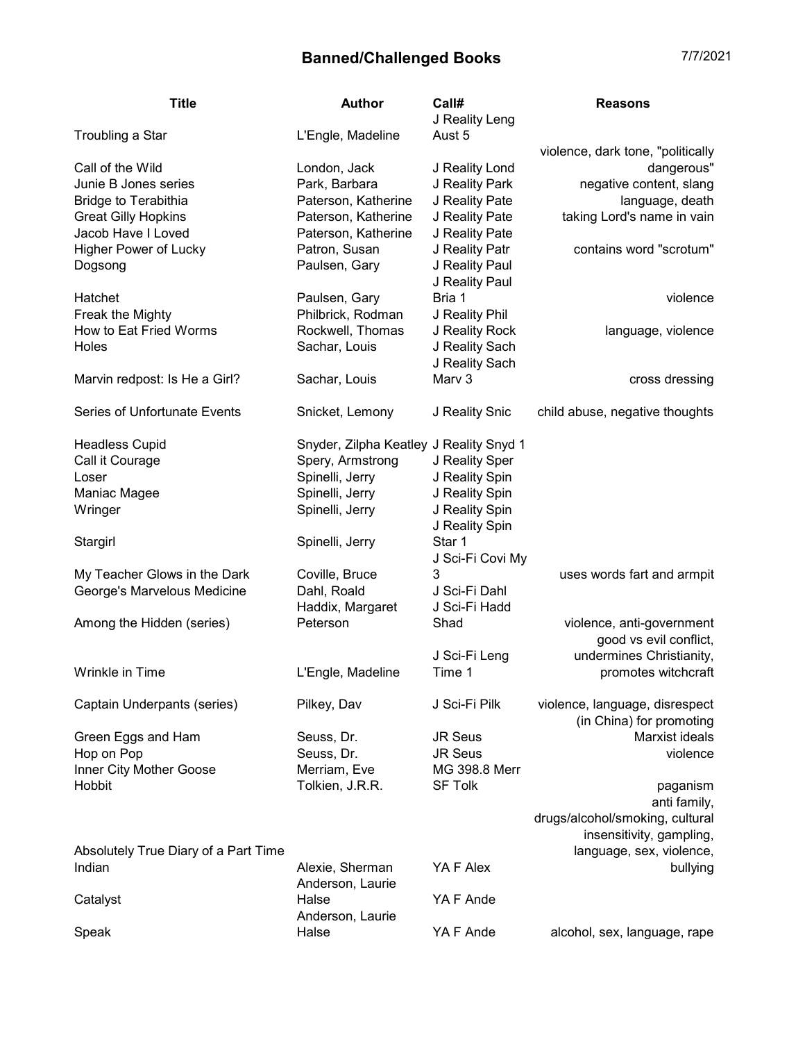# Banned/Challenged Books

7/7/2021

| Title | Author | Call# | Reasons |
|---|---|---|---|
| Troubling a Star | L'Engle, Madeline | J Reality Leng Aust 5 | |
| Call of the Wild | London, Jack | J Reality Lond | violence, dark tone, "politically dangerous" |
| Junie B Jones series | Park, Barbara | J Reality Park | negative content, slang |
| Bridge to Terabithia | Paterson, Katherine | J Reality Pate | language, death |
| Great Gilly Hopkins | Paterson, Katherine | J Reality Pate | taking Lord's name in vain |
| Jacob Have I Loved | Paterson, Katherine | J Reality Pate | |
| Higher Power of Lucky | Patron, Susan | J Reality Patr | contains word "scrotum" |
| Dogsong | Paulsen, Gary | J Reality Paul | |
| Hatchet | Paulsen, Gary | J Reality Paul Bria 1 | violence |
| Freak the Mighty | Philbrick, Rodman | J Reality Phil | |
| How to Eat Fried Worms | Rockwell, Thomas | J Reality Rock | language, violence |
| Holes | Sachar, Louis | J Reality Sach | |
| Marvin redpost: Is He a Girl? | Sachar, Louis | J Reality Sach Marv 3 | cross dressing |
| Series of Unfortunate Events | Snicket, Lemony | J Reality Snic | child abuse, negative thoughts |
| Headless Cupid | Snyder, Zilpha Keatley | J Reality Snyd 1 | |
| Call it Courage | Spery, Armstrong | J Reality Sper | |
| Loser | Spinelli, Jerry | J Reality Spin | |
| Maniac Magee | Spinelli, Jerry | J Reality Spin | |
| Wringer | Spinelli, Jerry | J Reality Spin | |
| Stargirl | Spinelli, Jerry | J Reality Spin Star 1 | |
| My Teacher Glows in the Dark | Coville, Bruce | J Sci-Fi Covi My 3 | uses words fart and armpit |
| George's Marvelous Medicine | Dahl, Roald | J Sci-Fi Dahl | |
| Among the Hidden (series) | Haddix, Margaret Peterson | J Sci-Fi Hadd Shad | violence, anti-government |
| Wrinkle in Time | L'Engle, Madeline | J Sci-Fi Leng Time 1 | good vs evil conflict, undermines Christianity, promotes witchcraft |
| Captain Underpants (series) | Pilkey, Dav | J Sci-Fi Pilk | violence, language, disrespect |
| Green Eggs and Ham | Seuss, Dr. | JR Seus | (in China) for promoting Marxist ideals |
| Hop on Pop | Seuss, Dr. | JR Seus | violence |
| Inner City Mother Goose | Merriam, Eve | MG 398.8 Merr | |
| Hobbit | Tolkien, J.R.R. | SF Tolk | paganism |
| Absolutely True Diary of a Part Time Indian | Alexie, Sherman | YA F Alex | anti family, drugs/alcohol/smoking, cultural insensitivity, gampling, language, sex, violence, bullying |
| Catalyst | Anderson, Laurie Halse | YA F Ande | |
| Speak | Anderson, Laurie Halse | YA F Ande | alcohol, sex, language, rape |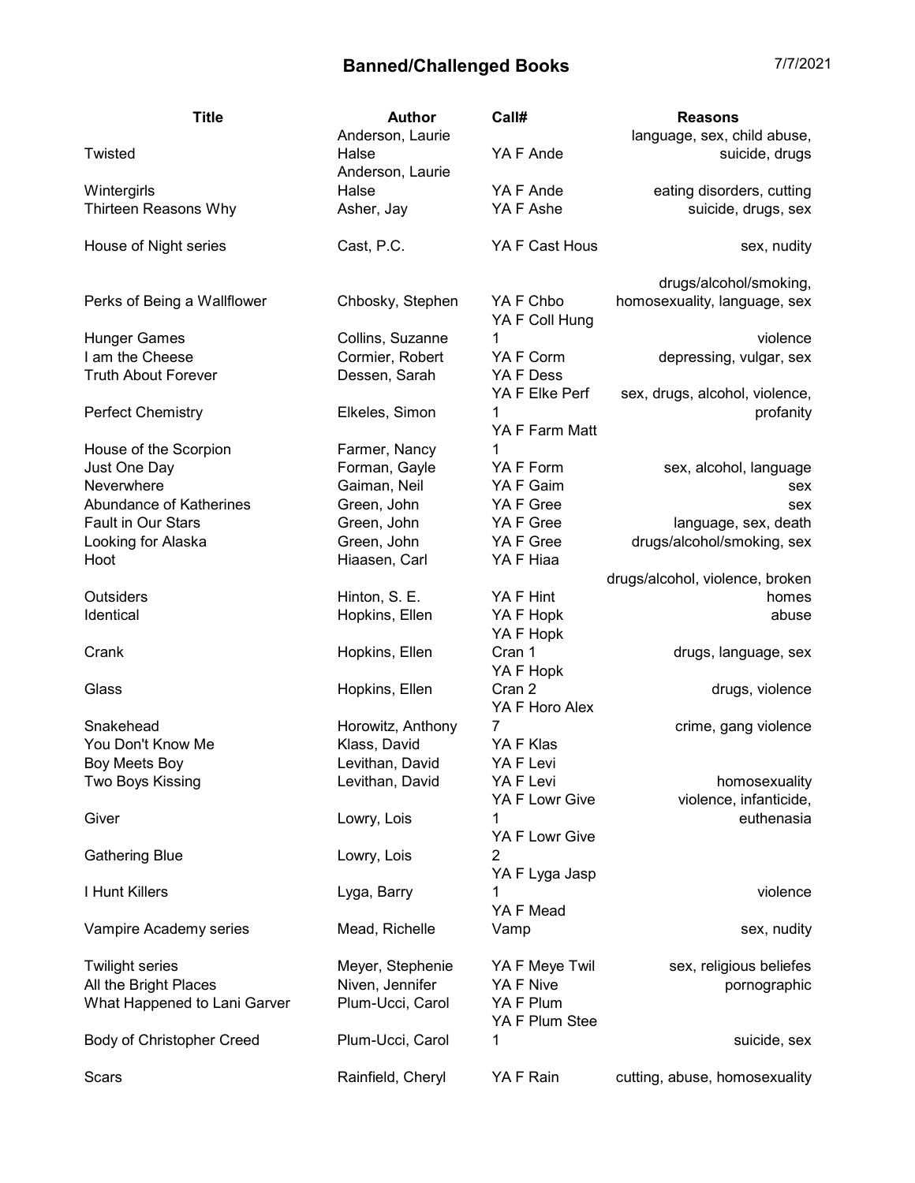# Banned/Challenged Books

7/7/2021

| Title | Author | Call# | Reasons |
|---|---|---|---|
| Twisted | Anderson, Laurie Halse | YA F Ande | language, sex, child abuse, suicide, drugs |
| Wintergirls | Anderson, Laurie Halse | YA F Ande | eating disorders, cutting |
| Thirteen Reasons Why | Asher, Jay | YA F Ashe | suicide, drugs, sex |
| House of Night series | Cast, P.C. | YA F Cast Hous | sex, nudity |
| Perks of Being a Wallflower | Chbosky, Stephen | YA F Chbo | drugs/alcohol/smoking, homosexuality, language, sex |
| Hunger Games | Collins, Suzanne | YA F Coll Hung 1 | violence |
| I am the Cheese | Cormier, Robert | YA F Corm | depressing, vulgar, sex |
| Truth About Forever | Dessen, Sarah | YA F Dess | |
| Perfect Chemistry | Elkeles, Simon | YA F Elke Perf 1 | sex, drugs, alcohol, violence, profanity |
| House of the Scorpion | Farmer, Nancy | YA F Farm Matt 1 | |
| Just One Day | Forman, Gayle | YA F Form | sex, alcohol, language |
| Neverwhere | Gaiman, Neil | YA F Gaim | sex |
| Abundance of Katherines | Green, John | YA F Gree | sex |
| Fault in Our Stars | Green, John | YA F Gree | language, sex, death |
| Looking for Alaska | Green, John | YA F Gree | drugs/alcohol/smoking, sex |
| Hoot | Hiaasen, Carl | YA F Hiaa | |
| Outsiders | Hinton, S. E. | YA F Hint | drugs/alcohol, violence, broken homes |
| Identical | Hopkins, Ellen | YA F Hopk | abuse |
| Crank | Hopkins, Ellen | YA F Hopk Cran 1 | drugs, language, sex |
| Glass | Hopkins, Ellen | YA F Hopk Cran 2 | drugs, violence |
| Snakehead | Horowitz, Anthony | YA F Horo Alex 7 | crime, gang violence |
| You Don't Know Me | Klass, David | YA F Klas | |
| Boy Meets Boy | Levithan, David | YA F Levi | |
| Two Boys Kissing | Levithan, David | YA F Levi | homosexuality |
| Giver | Lowry, Lois | YA F Lowr Give 1 | violence, infanticide, euthenasia |
| Gathering Blue | Lowry, Lois | YA F Lowr Give 2 | |
| I Hunt Killers | Lyga, Barry | YA F Lyga Jasp 1 | violence |
| Vampire Academy series | Mead, Richelle | YA F Mead Vamp | sex, nudity |
| Twilight series | Meyer, Stephenie | YA F Meye Twil | sex, religious beliefes |
| All the Bright Places | Niven, Jennifer | YA F Nive | pornographic |
| What Happened to Lani Garver | Plum-Ucci, Carol | YA F Plum | |
| Body of Christopher Creed | Plum-Ucci, Carol | YA F Plum Stee 1 | suicide, sex |
| Scars | Rainfield, Cheryl | YA F Rain | cutting, abuse, homosexuality |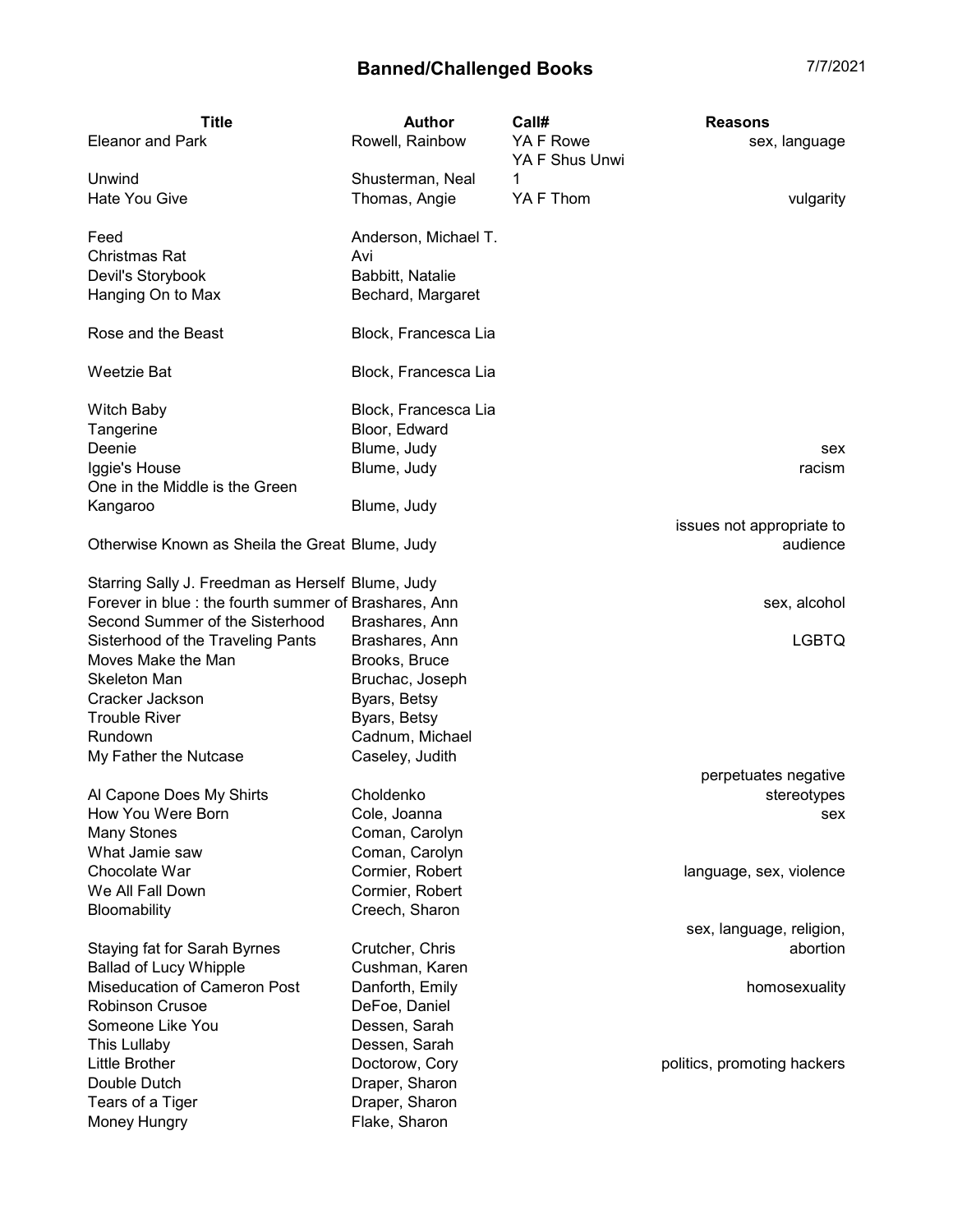# Banned/Challenged Books

7/7/2021

| Title | Author | Call# | Reasons |
|---|---|---|---|
| Eleanor and Park | Rowell, Rainbow | YA F Rowe | sex, language |
| Unwind | Shusterman, Neal | YA F Shus Unwi 1 | |
| Hate You Give | Thomas, Angie | YA F Thom | vulgarity |
| Feed | Anderson, Michael T. | | |
| Christmas Rat | Avi | | |
| Devil's Storybook | Babbitt, Natalie | | |
| Hanging On to Max | Bechard, Margaret | | |
| Rose and the Beast | Block, Francesca Lia | | |
| Weetzie Bat | Block, Francesca Lia | | |
| Witch Baby | Block, Francesca Lia | | |
| Tangerine | Bloor, Edward | | |
| Deenie | Blume, Judy | | sex |
| Iggie's House | Blume, Judy | | racism |
| One in the Middle is the Green Kangaroo | Blume, Judy | | |
| Otherwise Known as Sheila the Great | Blume, Judy | | issues not appropriate to audience |
| Starring Sally J. Freedman as Herself | Blume, Judy | | |
| Forever in blue : the fourth summer of | Brashares, Ann | | sex, alcohol |
| Second Summer of the Sisterhood | Brashares, Ann | | |
| Sisterhood of the Traveling Pants | Brashares, Ann | | LGBTQ |
| Moves Make the Man | Brooks, Bruce | | |
| Skeleton Man | Bruchac, Joseph | | |
| Cracker Jackson | Byars, Betsy | | |
| Trouble River | Byars, Betsy | | |
| Rundown | Cadnum, Michael | | |
| My Father the Nutcase | Caseley, Judith | | |
| Al Capone Does My Shirts | Choldenko | | perpetuates negative stereotypes |
| How You Were Born | Cole, Joanna | | sex |
| Many Stones | Coman, Carolyn | | |
| What Jamie saw | Coman, Carolyn | | |
| Chocolate War | Cormier, Robert | | language, sex, violence |
| We All Fall Down | Cormier, Robert | | |
| Bloomability | Creech, Sharon | | |
| Staying fat for Sarah Byrnes | Crutcher, Chris | | sex, language, religion, abortion |
| Ballad of Lucy Whipple | Cushman, Karen | | |
| Miseducation of Cameron Post | Danforth, Emily | | homosexuality |
| Robinson Crusoe | DeFoe, Daniel | | |
| Someone Like You | Dessen, Sarah | | |
| This Lullaby | Dessen, Sarah | | |
| Little Brother | Doctorow, Cory | | politics, promoting hackers |
| Double Dutch | Draper, Sharon | | |
| Tears of a Tiger | Draper, Sharon | | |
| Money Hungry | Flake, Sharon | | |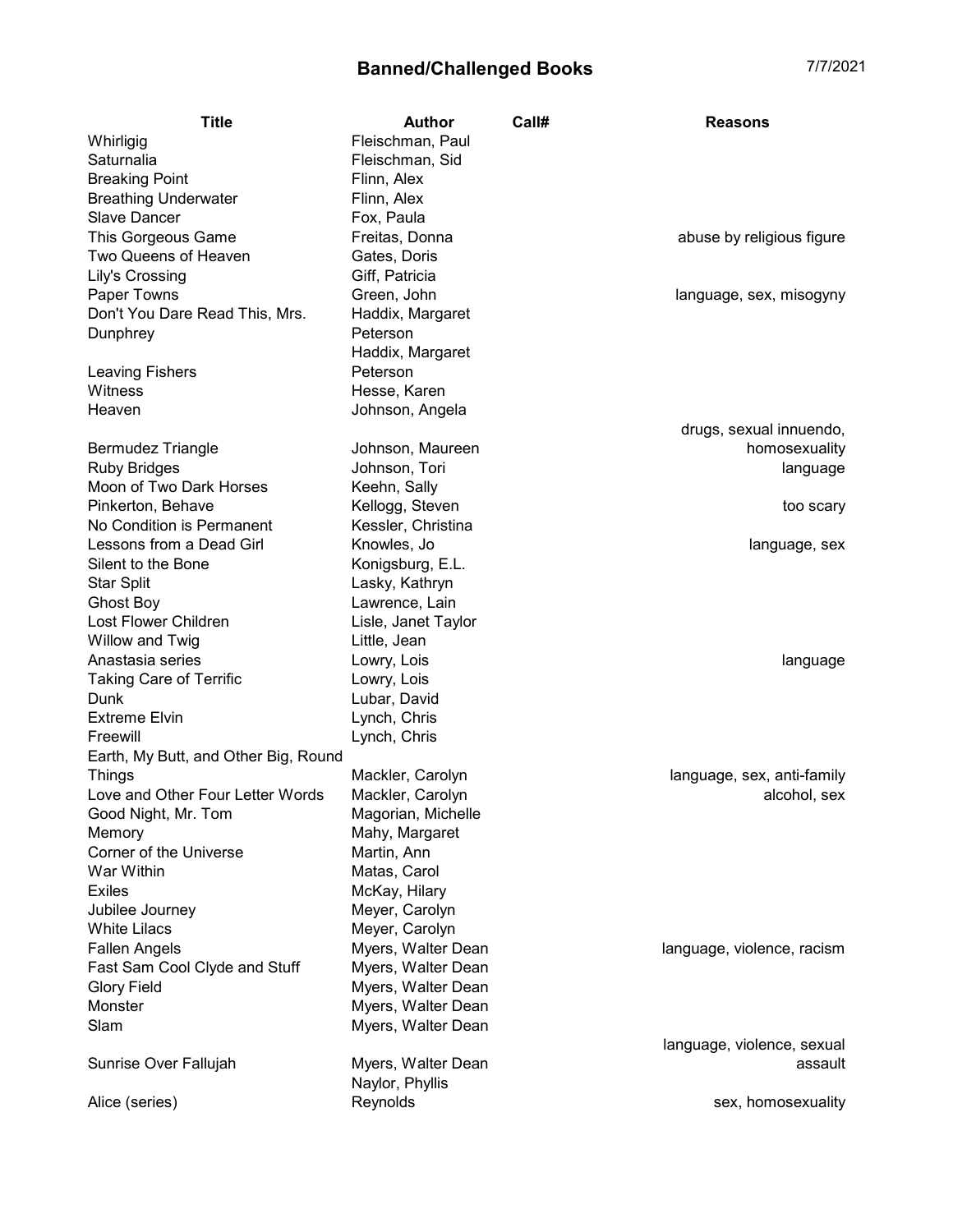# Banned/Challenged Books

7/7/2021

| Title | Author | Call# | Reasons |
|---|---|---|---|
| Whirligig | Fleischman, Paul | | |
| Saturnalia | Fleischman, Sid | | |
| Breaking Point | Flinn, Alex | | |
| Breathing Underwater | Flinn, Alex | | |
| Slave Dancer | Fox, Paula | | |
| This Gorgeous Game | Freitas, Donna | | abuse by religious figure |
| Two Queens of Heaven | Gates, Doris | | |
| Lily's Crossing | Giff, Patricia | | |
| Paper Towns | Green, John | | language, sex, misogyny |
| Don't You Dare Read This, Mrs. Dunphrey | Haddix, Margaret Peterson | | |
| Leaving Fishers | Haddix, Margaret Peterson | | |
| Witness | Hesse, Karen | | |
| Heaven | Johnson, Angela | | |
| Bermudez Triangle | Johnson, Maureen | | drugs, sexual innuendo, homosexuality |
| Ruby Bridges | Johnson, Tori | | language |
| Moon of Two Dark Horses | Keehn, Sally | | |
| Pinkerton, Behave | Kellogg, Steven | | too scary |
| No Condition is Permanent | Kessler, Christina | | |
| Lessons from a Dead Girl | Knowles, Jo | | language, sex |
| Silent to the Bone | Konigsburg, E.L. | | |
| Star Split | Lasky, Kathryn | | |
| Ghost Boy | Lawrence, Lain | | |
| Lost Flower Children | Lisle, Janet Taylor | | |
| Willow and Twig | Little, Jean | | |
| Anastasia series | Lowry, Lois | | language |
| Taking Care of Terrific | Lowry, Lois | | |
| Dunk | Lubar, David | | |
| Extreme Elvin | Lynch, Chris | | |
| Freewill | Lynch, Chris | | |
| Earth, My Butt, and Other Big, Round Things | Mackler, Carolyn | | language, sex, anti-family |
| Love and Other Four Letter Words | Mackler, Carolyn | | alcohol, sex |
| Good Night, Mr. Tom | Magorian, Michelle | | |
| Memory | Mahy, Margaret | | |
| Corner of the Universe | Martin, Ann | | |
| War Within | Matas, Carol | | |
| Exiles | McKay, Hilary | | |
| Jubilee Journey | Meyer, Carolyn | | |
| White Lilacs | Meyer, Carolyn | | |
| Fallen Angels | Myers, Walter Dean | | language, violence, racism |
| Fast Sam Cool Clyde and Stuff | Myers, Walter Dean | | |
| Glory Field | Myers, Walter Dean | | |
| Monster | Myers, Walter Dean | | |
| Slam | Myers, Walter Dean | | |
| Sunrise Over Fallujah | Myers, Walter Dean | | language, violence, sexual assault |
| Alice (series) | Naylor, Phyllis Reynolds | | sex, homosexuality |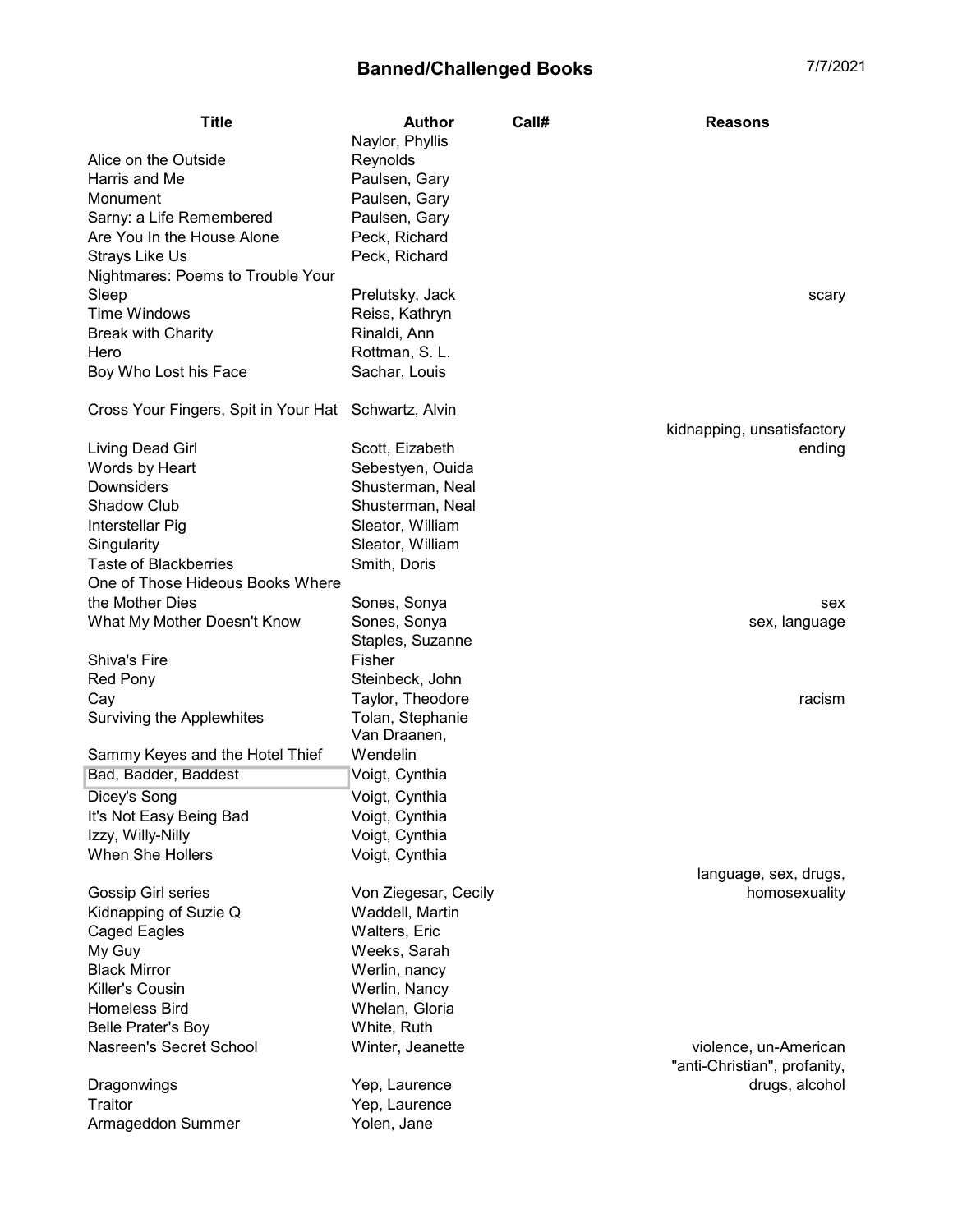# Banned/Challenged Books

7/7/2021

| Title | Author | Call# | Reasons |
|---|---|---|---|
| Alice on the Outside | Naylor, Phyllis Reynolds | | |
| Harris and Me | Paulsen, Gary | | |
| Monument | Paulsen, Gary | | |
| Sarny: a Life Remembered | Paulsen, Gary | | |
| Are You In the House Alone | Peck, Richard | | |
| Strays Like Us | Peck, Richard | | |
| Nightmares: Poems to Trouble Your Sleep | Prelutsky, Jack | | scary |
| Time Windows | Reiss, Kathryn | | |
| Break with Charity | Rinaldi, Ann | | |
| Hero | Rottman, S. L. | | |
| Boy Who Lost his Face | Sachar, Louis | | |
| Cross Your Fingers, Spit in Your Hat | Schwartz, Alvin | | |
| Living Dead Girl | Scott, Eizabeth | | kidnapping, unsatisfactory ending |
| Words by Heart | Sebestyen, Ouida | | |
| Downsiders | Shusterman, Neal | | |
| Shadow Club | Shusterman, Neal | | |
| Interstellar Pig | Sleator, William | | |
| Singularity | Sleator, William | | |
| Taste of Blackberries | Smith, Doris | | |
| One of Those Hideous Books Where the Mother Dies | Sones, Sonya | | sex |
| What My Mother Doesn't Know | Sones, Sonya | | sex, language |
| Shiva's Fire | Staples, Suzanne Fisher | | |
| Red Pony | Steinbeck, John | | |
| Cay | Taylor, Theodore | | racism |
| Surviving the Applewhites | Tolan, Stephanie | | |
| Sammy Keyes and the Hotel Thief | Van Draanen, Wendelin | | |
| Bad, Badder, Baddest | Voigt, Cynthia | | |
| Dicey's Song | Voigt, Cynthia | | |
| It's Not Easy Being Bad | Voigt, Cynthia | | |
| Izzy, Willy-Nilly | Voigt, Cynthia | | |
| When She Hollers | Voigt, Cynthia | | |
| Gossip Girl series | Von Ziegesar, Cecily | | language, sex, drugs, homosexuality |
| Kidnapping of Suzie Q | Waddell, Martin | | |
| Caged Eagles | Walters, Eric | | |
| My Guy | Weeks, Sarah | | |
| Black Mirror | Werlin, nancy | | |
| Killer's Cousin | Werlin, Nancy | | |
| Homeless Bird | Whelan, Gloria | | |
| Belle Prater's Boy | White, Ruth | | |
| Nasreen's Secret School | Winter, Jeanette | | violence, un-American |
| Dragonwings | Yep, Laurence | | "anti-Christian", profanity, drugs, alcohol |
| Traitor | Yep, Laurence | | |
| Armageddon Summer | Yolen, Jane | | |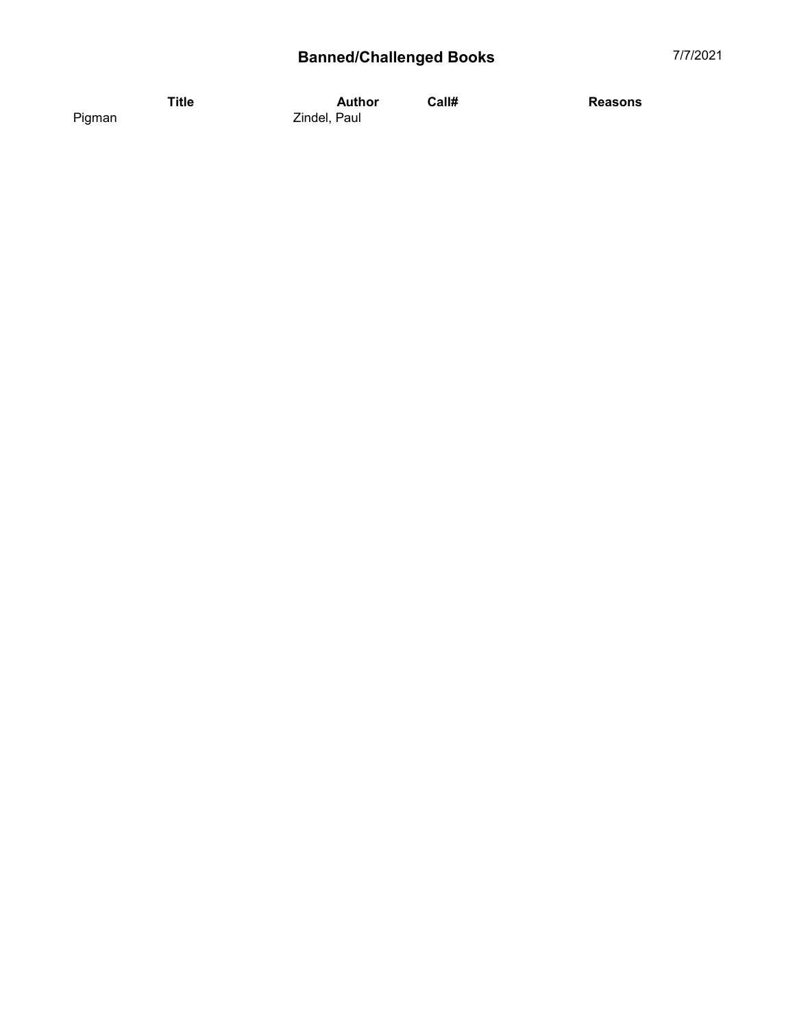# Banned/Challenged Books

7/7/2021

| Title | Author | Call# | Reasons |
|---|---|---|---|
| Pigman | Zindel, Paul | | |